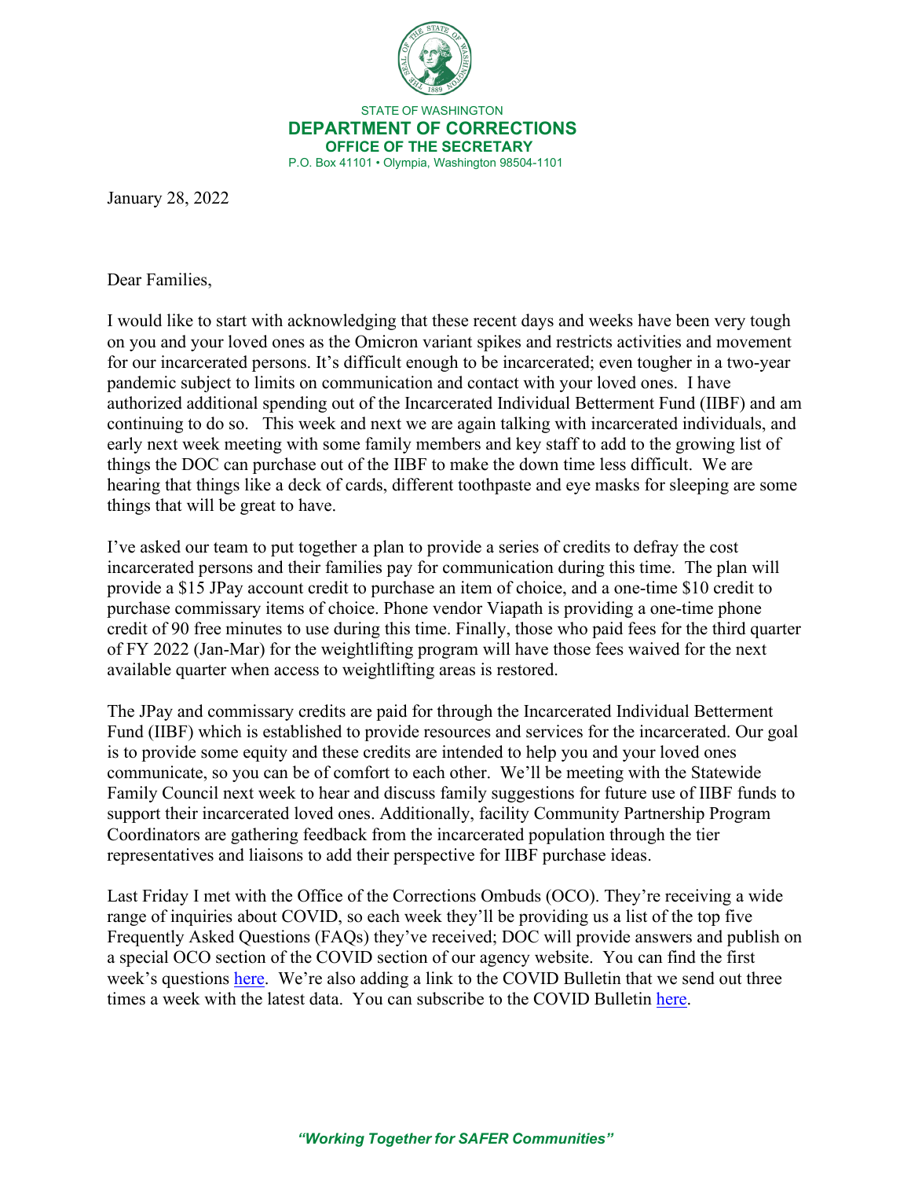STATE OF WASHINGTON

**DEPARTMENT OF CORRECTIONS**

**OFFICE OF THE SECRETARY**

P.O. Box 41101 • Olympia, Washington 98504-1101

January 28, 2022

Dear Families,

I would like to start with acknowledging that these recent days and weeks have been very tough on you and your loved ones as the Omicron variant spikes and restricts activities and movement for our incarcerated persons. It's difficult enough to be incarcerated; even tougher in a two-year pandemic subject to limits on communication and contact with your loved ones. I have authorized additional spending out of the Incarcerated Individual Betterment Fund (IIBF) and am continuing to do so. This week and next we are again talking with incarcerated individuals, and early next week meeting with some family members and key staff to add to the growing list of things the DOC can purchase out of the IIBF to make the down time less difficult. We are hearing that things like a deck of cards, different toothpaste and eye masks for sleeping are some things that will be great to have.

I've asked our team to put together a plan to provide a series of credits to defray the cost incarcerated persons and their families pay for communication during this time. The plan will provide a $15 JPay account credit to purchase an item of choice, and a one-time $10 credit to purchase commissary items of choice. Phone vendor Viapath is providing a one-time phone credit of 90 free minutes to use during this time. Finally, those who paid fees for the third quarter of FY 2022 (Jan-Mar) for the weightlifting program will have those fees waived for the next available quarter when access to weightlifting areas is restored.

The JPay and commissary credits are paid for through the Incarcerated Individual Betterment Fund (IIBF) which is established to provide resources and services for the incarcerated. Our goal is to provide some equity and these credits are intended to help you and your loved ones communicate, so you can be of comfort to each other. We'll be meeting with the Statewide Family Council next week to hear and discuss family suggestions for future use of IIBF funds to support their incarcerated loved ones. Additionally, facility Community Partnership Program Coordinators are gathering feedback from the incarcerated population through the tier representatives and liaisons to add their perspective for IIBF purchase ideas.

Last Friday I met with the Office of the Corrections Ombuds (OCO). They're receiving a wide range of inquiries about COVID, so each week they'll be providing us a list of the top five Frequently Asked Questions (FAQs) they've received; DOC will provide answers and publish on a special OCO section of the COVID section of our agency website. You can find the first week's questions here. We're also adding a link to the COVID Bulletin that we send out three times a week with the latest data. You can subscribe to the COVID Bulletin here.

*"Working Together for SAFER Communities"*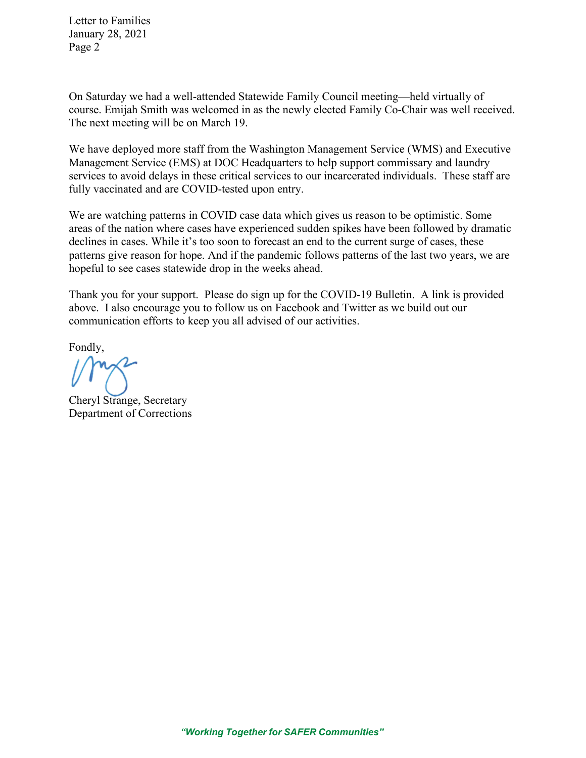On Saturday we had a well-attended Statewide Family Council meeting—held virtually of course. Emijah Smith was welcomed in as the newly elected Family Co-Chair was well received. The next meeting will be on March 19.

We have deployed more staff from the Washington Management Service (WMS) and Executive Management Service (EMS) at DOC Headquarters to help support commissary and laundry services to avoid delays in these critical services to our incarcerated individuals. These staff are fully vaccinated and are COVID-tested upon entry.

We are watching patterns in COVID case data which gives us reason to be optimistic. Some areas of the nation where cases have experienced sudden spikes have been followed by dramatic declines in cases. While it's too soon to forecast an end to the current surge of cases, these patterns give reason for hope. And if the pandemic follows patterns of the last two years, we are hopeful to see cases statewide drop in the weeks ahead.

Thank you for your support. Please do sign up for the COVID-19 Bulletin. A link is provided above. I also encourage you to follow us on Facebook and Twitter as we build out our communication efforts to keep you all advised of our activities.

Fondly,

Cheryl Strange, Secretary
Department of Corrections

*"Working Together for SAFER Communities"*